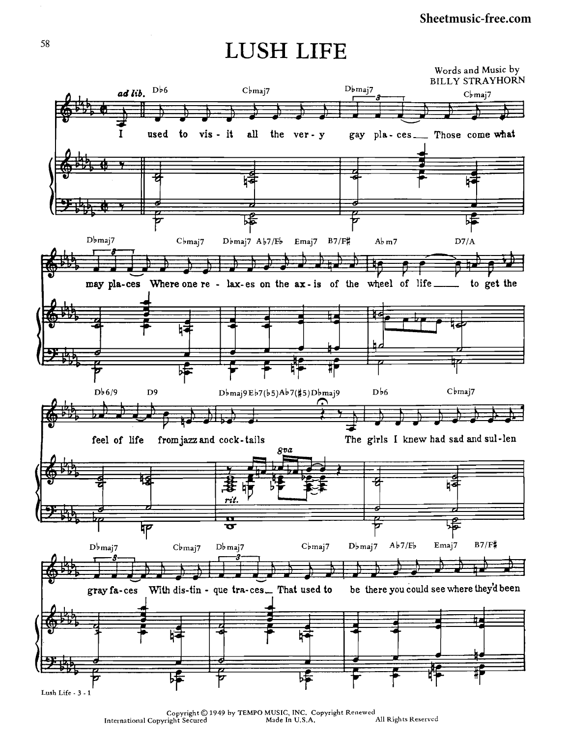# LUSH LIFE

Words and Music by
BILLY STRAYHORN

Copyright © 1949 by TEMPO MUSIC, INC. Copyright Renewed
International Copyright Secured Made In U.S.A. All Rights Reserved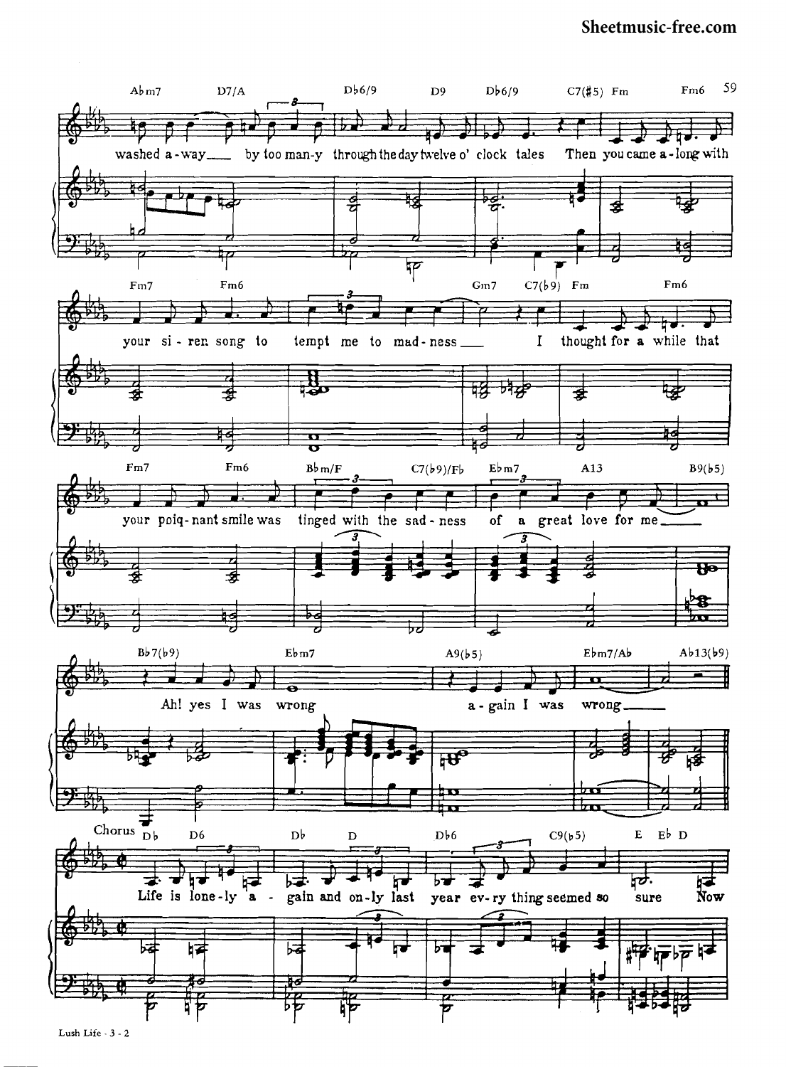Abm7 D7/A Db6/9 D9 Db6/9 C7(#5) Fm Fm6

washed a-way___ by too man-y through the day twelve o' clock tales Then you came a-long with

Fm7 Fm6 Gm7 C7(b9) Fm Fm6

your si-ren song to tempt me to mad-ness___ I thought for a while that

Fm7 Fm6 Bbm/F C7(b9)/Fb Ebm7 A13 B9(b5)

your poiq-nant smile was tinged with the sad-ness of a great love for me___

Bb7(b9) Ebm7 A9(b5) Ebm7/Ab Ab13(b9)

Ah! yes I was wrong a-gain I was wrong___

Chorus

Db D6 Db D Db6 C9(b5) E Eb D

Life is lone-ly a-gain and on-ly last year ev-ry thing seemed so sure Now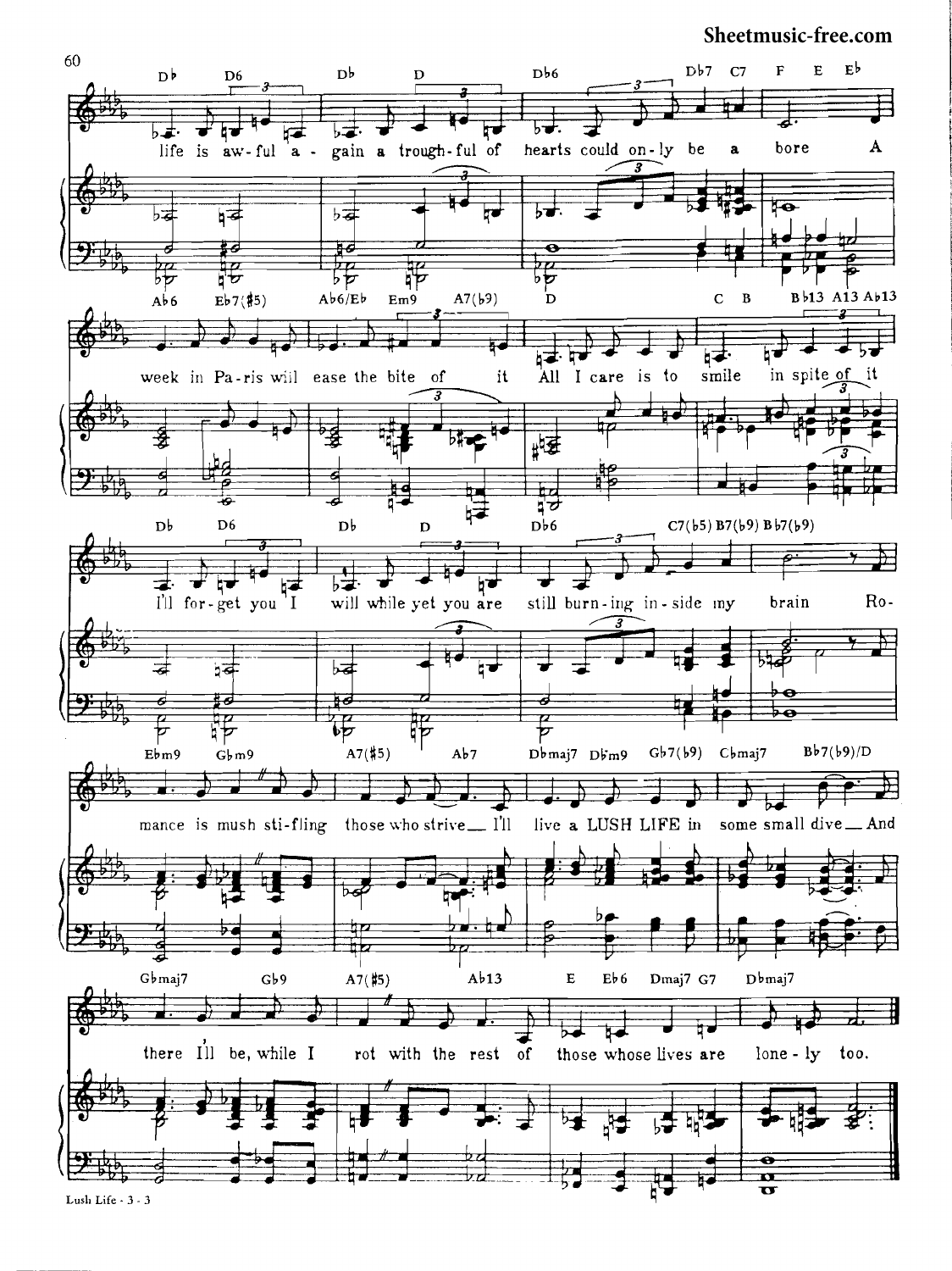D♭ D6 D♭ D D♭6 D♭7 C7 F E E♭

life is aw-ful a-gain a trough-ful of hearts could on-ly be a bore A

A♭6 E♭7(♯5) A♭6/E♭ Em9 A7(♭9) D C B B♭13 A13 A♭13

week in Pa-ris will ease the bite of it All I care is to smile in spite of it

D♭ D6 D♭ D D♭6 C7(♭5) B7(♭9) B♭7(♭9)

I'll for-get you I will while yet you are still burn-ing in-side my brain Ro-

E♭m9 G♭m9 A7(♯5) A♭7 D♭maj7 D♭m9 G♭7(♭9) C♭maj7 B♭7(♭9)/D

mance is mush sti-fling those who strive — I'll live a LUSH LIFE in some small dive — And

G♭maj7 G♭9 A7(♯5) A♭13 E E♭6 Dmaj7 G7 D♭maj7

there I'll be, while I rot with the rest of those whose lives are lone-ly too.